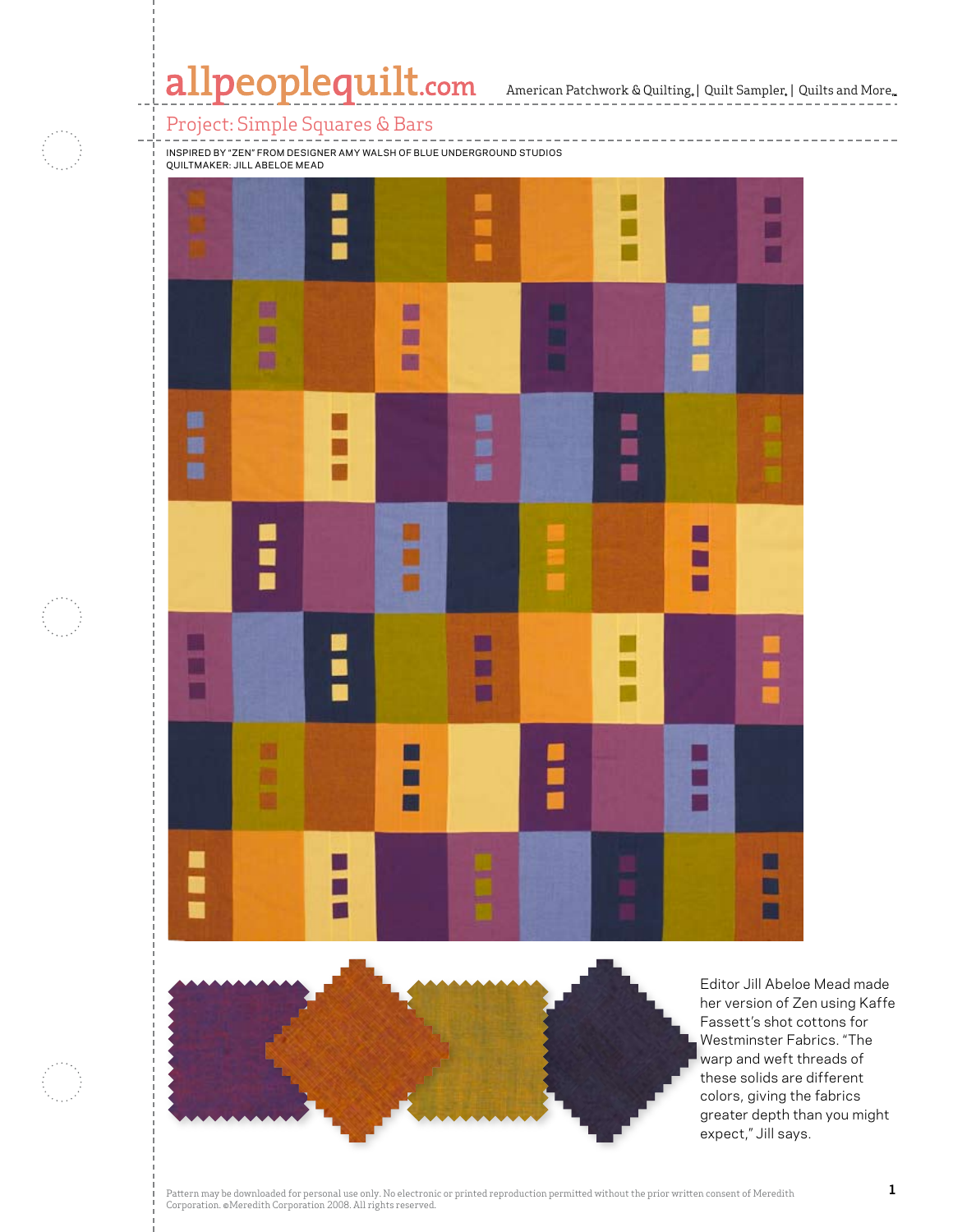# Project: Simple Squares & Bars

INSPIRED BY "ZEN" FROM DESIGNER AMY WALSH OF BLUE UNDERGROUND STUDIOS
QUILTMAKER: JILL ABELOE MEAD

Editor Jill Abeloe Mead made her version of Zen using Kaffe Fassett's shot cottons for Westminster Fabrics. "The warp and weft threads of these solids are different colors, giving the fabrics greater depth than you might expect," Jill says.

Pattern may be downloaded for personal use only. No electronic or printed reproduction permitted without the prior written consent of Meredith Corporation. ©Meredith Corporation 2008. All rights reserved.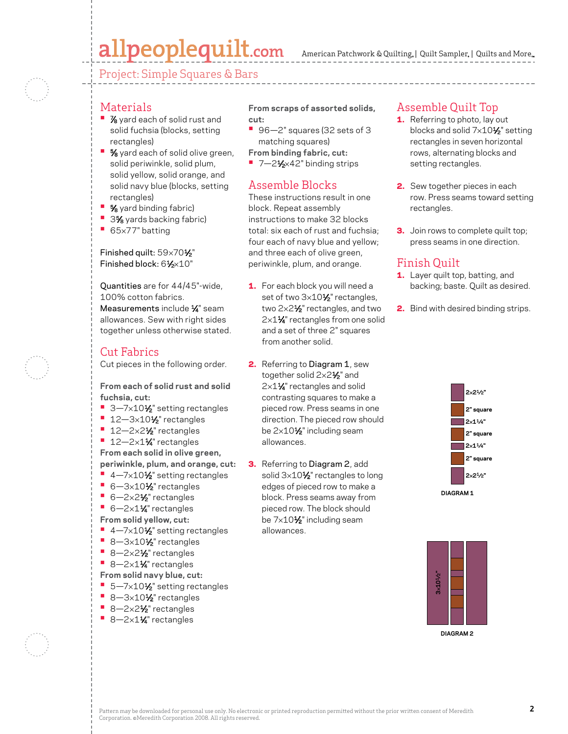## Project: Simple Squares & Bars

## Materials

- ⅞ yard each of solid rust and solid fuchsia (blocks, setting rectangles)
- ⅝ yard each of solid olive green, solid periwinkle, solid plum, solid yellow, solid orange, and solid navy blue (blocks, setting rectangles)
- ⅝ yard binding fabric)
- 3⅝ yards backing fabric)
- 65×77" batting

Finished quilt: 59×70½"
Finished block: 6½×10"

Quantities are for 44/45"-wide, 100% cotton fabrics.
Measurements include ¼" seam allowances. Sew with right sides together unless otherwise stated.

## Cut Fabrics

Cut pieces in the following order.

**From each of solid rust and solid fuchsia, cut:**
- 3—7×10½" setting rectangles
- 12—3×10½" rectangles
- 12—2×2½" rectangles
- 12—2×1¼" rectangles

**From each solid in olive green, periwinkle, plum, and orange, cut:**
- 4—7×10½" setting rectangles
- 6—3×10½" rectangles
- 6—2×2½" rectangles
- 6—2×1¼" rectangles

**From solid yellow, cut:**
- 4—7×10½" setting rectangles
- 8—3×10½" rectangles
- 8—2×2½" rectangles
- 8—2×1¼" rectangles

**From solid navy blue, cut:**
- 5—7×10½" setting rectangles
- 8—3×10½" rectangles
- 8—2×2½" rectangles
- 8—2×1¼" rectangles

**From scraps of assorted solids, cut:**
- 96—2" squares (32 sets of 3 matching squares)

**From binding fabric, cut:**
- 7—2½×42" binding strips

## Assemble Blocks

These instructions result in one block. Repeat assembly instructions to make 32 blocks total: six each of rust and fuchsia; four each of navy blue and yellow; and three each of olive green, periwinkle, plum, and orange.

1. For each block you will need a set of two 3×10½" rectangles, two 2×2½" rectangles, and two 2×1¼" rectangles from one solid and a set of three 2" squares from another solid.

2. Referring to Diagram 1, sew together solid 2×2½" and 2×1¼" rectangles and solid contrasting squares to make a pieced row. Press seams in one direction. The pieced row should be 2×10½" including seam allowances.

3. Referring to Diagram 2, add solid 3×10½" rectangles to long edges of pieced row to make a block. Press seams away from pieced row. The block should be 7×10½" including seam allowances.

## Assemble Quilt Top

1. Referring to photo, lay out blocks and solid 7×10½" setting rectangles in seven horizontal rows, alternating blocks and setting rectangles.

2. Sew together pieces in each row. Press seams toward setting rectangles.

3. Join rows to complete quilt top; press seams in one direction.

## Finish Quilt

1. Layer quilt top, batting, and backing; baste. Quilt as desired.

2. Bind with desired binding strips.

2×2½"
2" square
2×1¼"
2" square
2×1¼"
2" square
2×2½"

DIAGRAM 1

3×10½"

DIAGRAM 2

Pattern may be downloaded for personal use only. No electronic or printed reproduction permitted without the prior written consent of Meredith Corporation. ©Meredith Corporation 2008. All rights reserved.